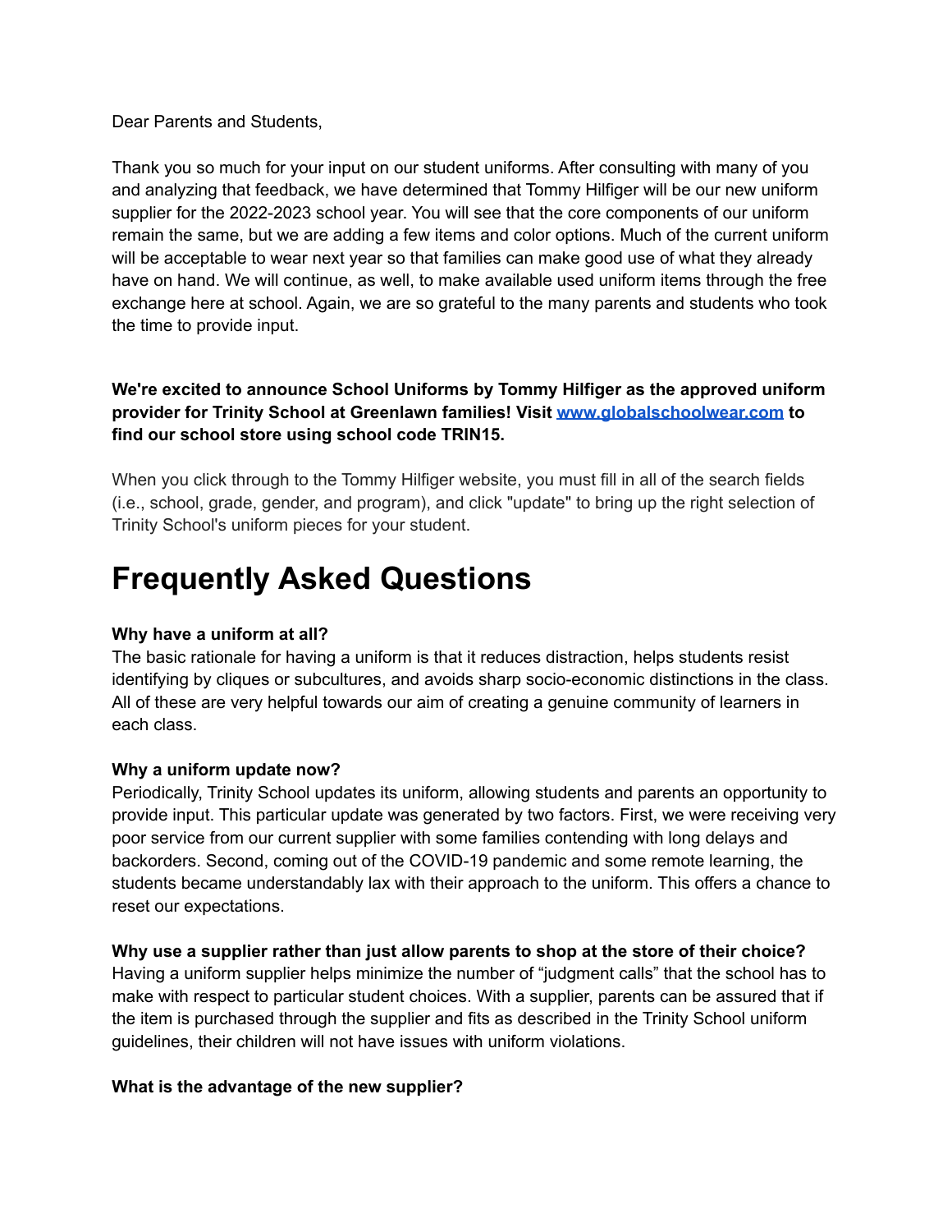Dear Parents and Students,

Thank you so much for your input on our student uniforms. After consulting with many of you and analyzing that feedback, we have determined that Tommy Hilfiger will be our new uniform supplier for the 2022-2023 school year. You will see that the core components of our uniform remain the same, but we are adding a few items and color options. Much of the current uniform will be acceptable to wear next year so that families can make good use of what they already have on hand. We will continue, as well, to make available used uniform items through the free exchange here at school. Again, we are so grateful to the many parents and students who took the time to provide input.

**We're excited to announce School Uniforms by Tommy Hilfiger as the approved uniform provider for Trinity School at Greenlawn families! Visit [www.globalschoolwear.com](http://www.globalschoolwear.com) to find our school store using school code TRIN15.**

When you click through to the Tommy Hilfiger website, you must fill in all of the search fields (i.e., school, grade, gender, and program), and click "update" to bring up the right selection of Trinity School's uniform pieces for your student.

# Frequently Asked Questions

**Why have a uniform at all?**
The basic rationale for having a uniform is that it reduces distraction, helps students resist identifying by cliques or subcultures, and avoids sharp socio-economic distinctions in the class. All of these are very helpful towards our aim of creating a genuine community of learners in each class.

**Why a uniform update now?**
Periodically, Trinity School updates its uniform, allowing students and parents an opportunity to provide input. This particular update was generated by two factors. First, we were receiving very poor service from our current supplier with some families contending with long delays and backorders. Second, coming out of the COVID-19 pandemic and some remote learning, the students became understandably lax with their approach to the uniform. This offers a chance to reset our expectations.

**Why use a supplier rather than just allow parents to shop at the store of their choice?**
Having a uniform supplier helps minimize the number of "judgment calls" that the school has to make with respect to particular student choices. With a supplier, parents can be assured that if the item is purchased through the supplier and fits as described in the Trinity School uniform guidelines, their children will not have issues with uniform violations.

**What is the advantage of the new supplier?**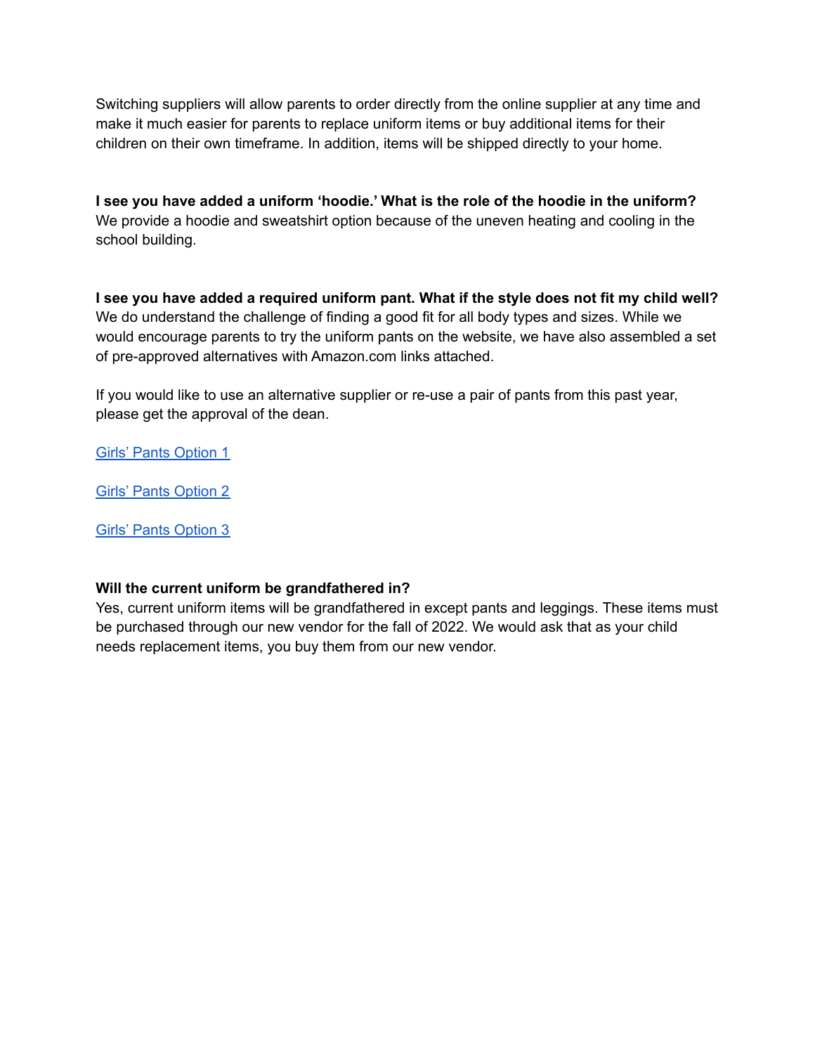Switching suppliers will allow parents to order directly from the online supplier at any time and make it much easier for parents to replace uniform items or buy additional items for their children on their own timeframe. In addition, items will be shipped directly to your home.

**I see you have added a uniform 'hoodie.' What is the role of the hoodie in the uniform?**
We provide a hoodie and sweatshirt option because of the uneven heating and cooling in the school building.

**I see you have added a required uniform pant. What if the style does not fit my child well?**
We do understand the challenge of finding a good fit for all body types and sizes. While we would encourage parents to try the uniform pants on the website, we have also assembled a set of pre-approved alternatives with Amazon.com links attached.

If you would like to use an alternative supplier or re-use a pair of pants from this past year, please get the approval of the dean.

Girls' Pants Option 1

Girls' Pants Option 2

Girls' Pants Option 3

**Will the current uniform be grandfathered in?**
Yes, current uniform items will be grandfathered in except pants and leggings. These items must be purchased through our new vendor for the fall of 2022. We would ask that as your child needs replacement items, you buy them from our new vendor.